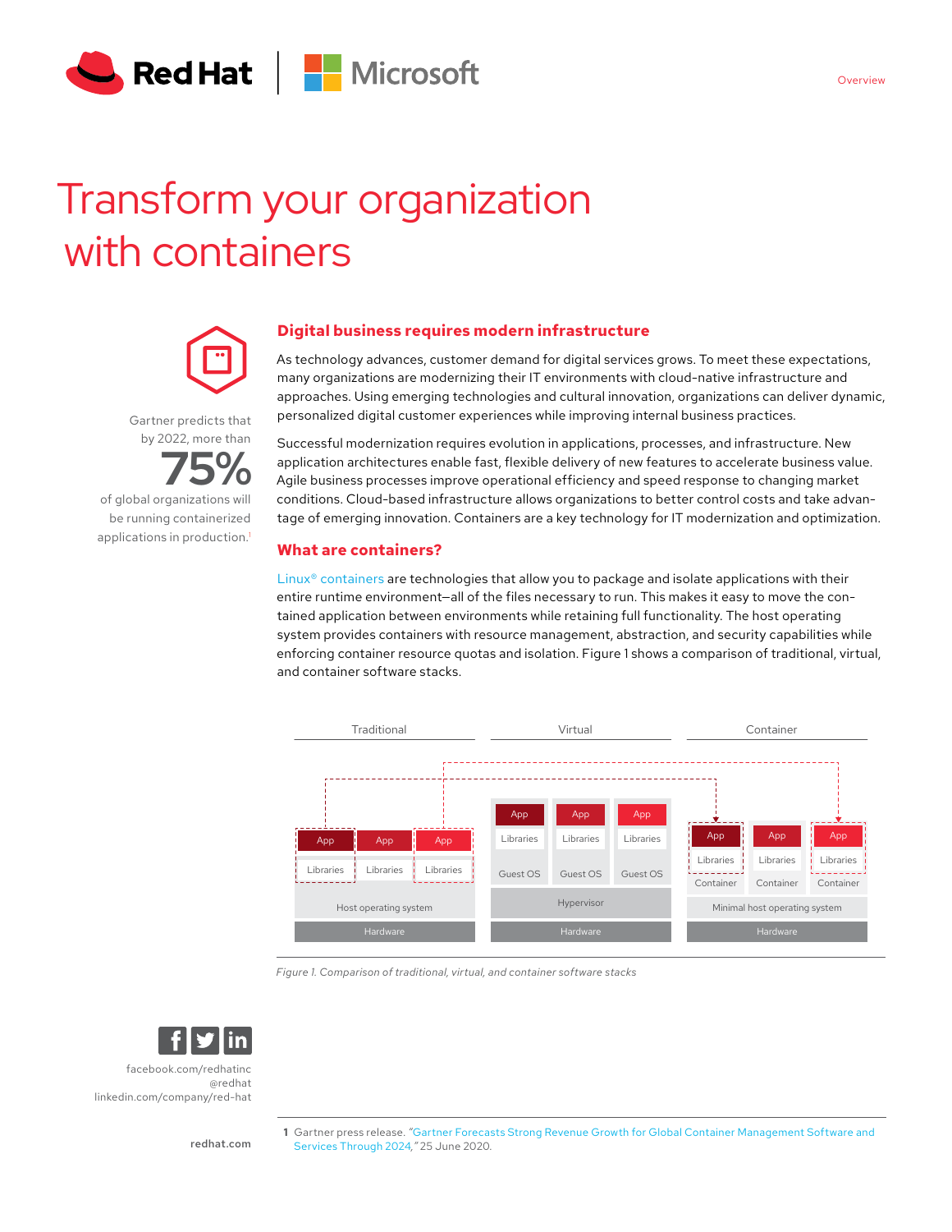# Transform your organization with containers

Gartner predicts that by 2022, more than **75%** of global organizations will be running containerized applications in production.[1]

## Digital business requires modern infrastructure

As technology advances, customer demand for digital services grows. To meet these expectations, many organizations are modernizing their IT environments with cloud-native infrastructure and approaches. Using emerging technologies and cultural innovation, organizations can deliver dynamic, personalized digital customer experiences while improving internal business practices.

Successful modernization requires evolution in applications, processes, and infrastructure. New application architectures enable fast, flexible delivery of new features to accelerate business value. Agile business processes improve operational efficiency and speed response to changing market conditions. Cloud-based infrastructure allows organizations to better control costs and take advantage of emerging innovation. Containers are a key technology for IT modernization and optimization.

## What are containers?

Linux® containers are technologies that allow you to package and isolate applications with their entire runtime environment—all of the files necessary to run. This makes it easy to move the contained application between environments while retaining full functionality. The host operating system provides containers with resource management, abstraction, and security capabilities while enforcing container resource quotas and isolation. Figure 1 shows a comparison of traditional, virtual, and container software stacks.

| Traditional | Virtual | Container |
|---|---|---|
| App / Libraries (×3) | App / Libraries / Guest OS (×3) | App / Libraries / Container (×3) |
| Host operating system | Hypervisor | Minimal host operating system |
| Hardware | Hardware | Hardware |

*Figure 1. Comparison of traditional, virtual, and container software stacks*

facebook.com/redhatinc
@redhat
linkedin.com/company/red-hat

redhat.com

1 Gartner press release. "Gartner Forecasts Strong Revenue Growth for Global Container Management Software and Services Through 2024," 25 June 2020.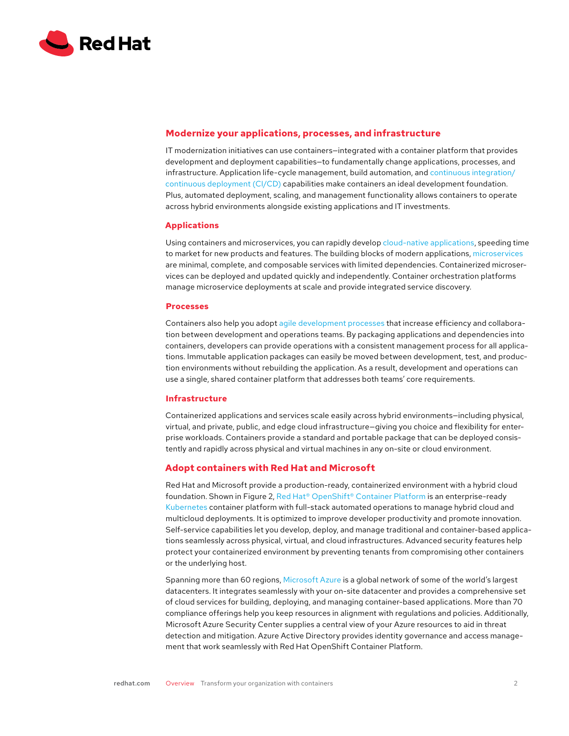## Modernize your applications, processes, and infrastructure

IT modernization initiatives can use containers—integrated with a container platform that provides development and deployment capabilities—to fundamentally change applications, processes, and infrastructure. Application life-cycle management, build automation, and continuous integration/continuous deployment (CI/CD) capabilities make containers an ideal development foundation. Plus, automated deployment, scaling, and management functionality allows containers to operate across hybrid environments alongside existing applications and IT investments.

### Applications

Using containers and microservices, you can rapidly develop cloud-native applications, speeding time to market for new products and features. The building blocks of modern applications, microservices are minimal, complete, and composable services with limited dependencies. Containerized microservices can be deployed and updated quickly and independently. Container orchestration platforms manage microservice deployments at scale and provide integrated service discovery.

### Processes

Containers also help you adopt agile development processes that increase efficiency and collaboration between development and operations teams. By packaging applications and dependencies into containers, developers can provide operations with a consistent management process for all applications. Immutable application packages can easily be moved between development, test, and production environments without rebuilding the application. As a result, development and operations can use a single, shared container platform that addresses both teams' core requirements.

### Infrastructure

Containerized applications and services scale easily across hybrid environments—including physical, virtual, and private, public, and edge cloud infrastructure—giving you choice and flexibility for enterprise workloads. Containers provide a standard and portable package that can be deployed consistently and rapidly across physical and virtual machines in any on-site or cloud environment.

## Adopt containers with Red Hat and Microsoft

Red Hat and Microsoft provide a production-ready, containerized environment with a hybrid cloud foundation. Shown in Figure 2, Red Hat® OpenShift® Container Platform is an enterprise-ready Kubernetes container platform with full-stack automated operations to manage hybrid cloud and multicloud deployments. It is optimized to improve developer productivity and promote innovation. Self-service capabilities let you develop, deploy, and manage traditional and container-based applications seamlessly across physical, virtual, and cloud infrastructures. Advanced security features help protect your containerized environment by preventing tenants from compromising other containers or the underlying host.

Spanning more than 60 regions, Microsoft Azure is a global network of some of the world's largest datacenters. It integrates seamlessly with your on-site datacenter and provides a comprehensive set of cloud services for building, deploying, and managing container-based applications. More than 70 compliance offerings help you keep resources in alignment with regulations and policies. Additionally, Microsoft Azure Security Center supplies a central view of your Azure resources to aid in threat detection and mitigation. Azure Active Directory provides identity governance and access management that work seamlessly with Red Hat OpenShift Container Platform.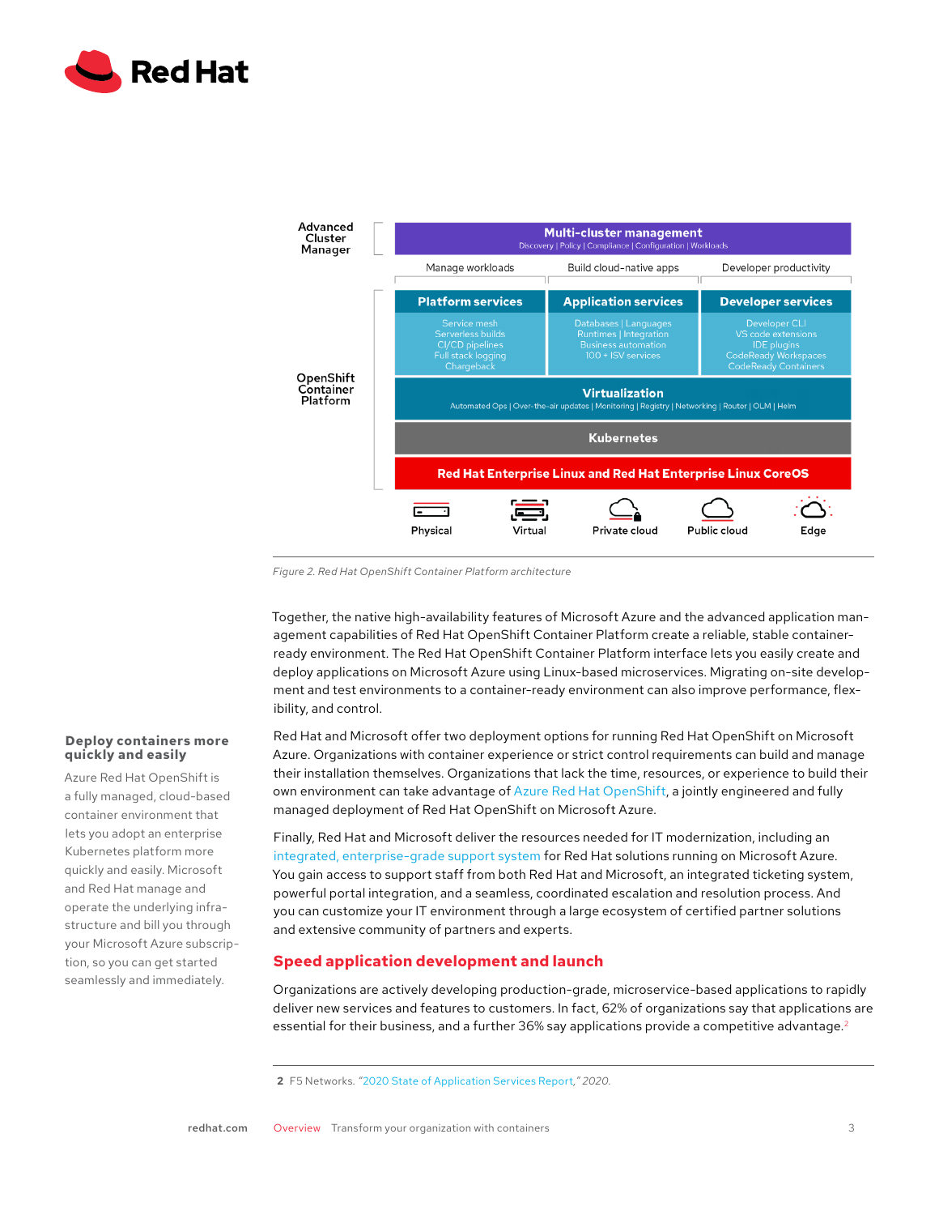| Advanced Cluster Manager | Multi-cluster management<br>Discovery \| Policy \| Compliance \| Configuration \| Workloads | | |
|---|---|---|---|
| | Manage workloads | Build cloud-native apps | Developer productivity |
| OpenShift Container Platform | **Platform services**<br>Service mesh<br>Serverless builds<br>CI/CD pipelines<br>Full stack logging<br>Chargeback | **Application services**<br>Databases \| Languages<br>Runtimes \| Integration<br>Business automation<br>100 + ISV services | **Developer services**<br>Developer CLI<br>VS code extensions<br>IDE plugins<br>CodeReady Workspaces<br>CodeReady Containers |
| | **Virtualization**<br>Automated Ops \| Over-the-air updates \| Monitoring \| Registry \| Networking \| Router \| OLM \| Helm | | |
| | **Kubernetes** | | |
| | **Red Hat Enterprise Linux and Red Hat Enterprise Linux CoreOS** | | |

Physical | Virtual | Private cloud | Public cloud | Edge

*Figure 2. Red Hat OpenShift Container Platform architecture*

Together, the native high-availability features of Microsoft Azure and the advanced application management capabilities of Red Hat OpenShift Container Platform create a reliable, stable container-ready environment. The Red Hat OpenShift Container Platform interface lets you easily create and deploy applications on Microsoft Azure using Linux-based microservices. Migrating on-site development and test environments to a container-ready environment can also improve performance, flexibility, and control.

Red Hat and Microsoft offer two deployment options for running Red Hat OpenShift on Microsoft Azure. Organizations with container experience or strict control requirements can build and manage their installation themselves. Organizations that lack the time, resources, or experience to build their own environment can take advantage of Azure Red Hat OpenShift, a jointly engineered and fully managed deployment of Red Hat OpenShift on Microsoft Azure.

**Deploy containers more quickly and easily**

Azure Red Hat OpenShift is a fully managed, cloud-based container environment that lets you adopt an enterprise Kubernetes platform more quickly and easily. Microsoft and Red Hat manage and operate the underlying infrastructure and bill you through your Microsoft Azure subscription, so you can get started seamlessly and immediately.

Finally, Red Hat and Microsoft deliver the resources needed for IT modernization, including an integrated, enterprise-grade support system for Red Hat solutions running on Microsoft Azure. You gain access to support staff from both Red Hat and Microsoft, an integrated ticketing system, powerful portal integration, and a seamless, coordinated escalation and resolution process. And you can customize your IT environment through a large ecosystem of certified partner solutions and extensive community of partners and experts.

## Speed application development and launch

Organizations are actively developing production-grade, microservice-based applications to rapidly deliver new services and features to customers. In fact, 62% of organizations say that applications are essential for their business, and a further 36% say applications provide a competitive advantage.[2]

**2** F5 Networks. *"2020 State of Application Services Report," 2020.*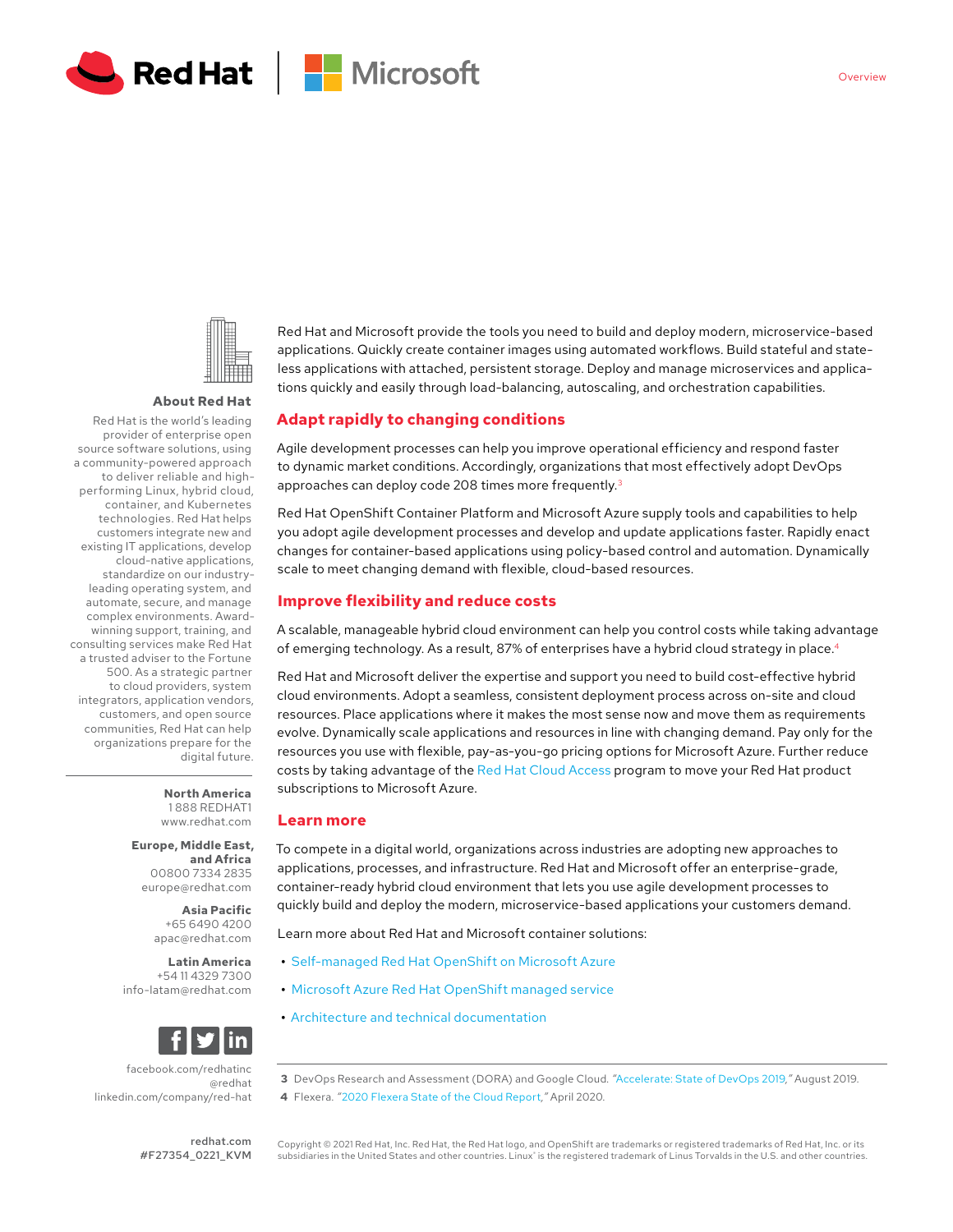Red Hat and Microsoft provide the tools you need to build and deploy modern, microservice-based applications. Quickly create container images using automated workflows. Build stateful and stateless applications with attached, persistent storage. Deploy and manage microservices and applications quickly and easily through load-balancing, autoscaling, and orchestration capabilities.

## Adapt rapidly to changing conditions

Agile development processes can help you improve operational efficiency and respond faster to dynamic market conditions. Accordingly, organizations that most effectively adopt DevOps approaches can deploy code 208 times more frequently.[3]

Red Hat OpenShift Container Platform and Microsoft Azure supply tools and capabilities to help you adopt agile development processes and develop and update applications faster. Rapidly enact changes for container-based applications using policy-based control and automation. Dynamically scale to meet changing demand with flexible, cloud-based resources.

## Improve flexibility and reduce costs

A scalable, manageable hybrid cloud environment can help you control costs while taking advantage of emerging technology. As a result, 87% of enterprises have a hybrid cloud strategy in place.[4]

Red Hat and Microsoft deliver the expertise and support you need to build cost-effective hybrid cloud environments. Adopt a seamless, consistent deployment process across on-site and cloud resources. Place applications where it makes the most sense now and move them as requirements evolve. Dynamically scale applications and resources in line with changing demand. Pay only for the resources you use with flexible, pay-as-you-go pricing options for Microsoft Azure. Further reduce costs by taking advantage of the Red Hat Cloud Access program to move your Red Hat product subscriptions to Microsoft Azure.

## Learn more

To compete in a digital world, organizations across industries are adopting new approaches to applications, processes, and infrastructure. Red Hat and Microsoft offer an enterprise-grade, container-ready hybrid cloud environment that lets you use agile development processes to quickly build and deploy the modern, microservice-based applications your customers demand.

Learn more about Red Hat and Microsoft container solutions:

- Self-managed Red Hat OpenShift on Microsoft Azure
- Microsoft Azure Red Hat OpenShift managed service
- Architecture and technical documentation

3 DevOps Research and Assessment (DORA) and Google Cloud. "Accelerate: State of DevOps 2019," August 2019.
4 Flexera. "2020 Flexera State of the Cloud Report," April 2020.

### About Red Hat

Red Hat is the world's leading provider of enterprise open source software solutions, using a community-powered approach to deliver reliable and high-performing Linux, hybrid cloud, container, and Kubernetes technologies. Red Hat helps customers integrate new and existing IT applications, develop cloud-native applications, standardize on our industry-leading operating system, and automate, secure, and manage complex environments. Award-winning support, training, and consulting services make Red Hat a trusted adviser to the Fortune 500. As a strategic partner to cloud providers, system integrators, application vendors, customers, and open source communities, Red Hat can help organizations prepare for the digital future.

**North America**
1 888 REDHAT1
www.redhat.com

**Europe, Middle East, and Africa**
00800 7334 2835
europe@redhat.com

**Asia Pacific**
+65 6490 4200
apac@redhat.com

**Latin America**
+54 11 4329 7300
info-latam@redhat.com

facebook.com/redhatinc
@redhat
linkedin.com/company/red-hat

redhat.com
#F27354_0221_KVM

Copyright © 2021 Red Hat, Inc. Red Hat, the Red Hat logo, and OpenShift are trademarks or registered trademarks of Red Hat, Inc. or its subsidiaries in the United States and other countries. Linux® is the registered trademark of Linus Torvalds in the U.S. and other countries.